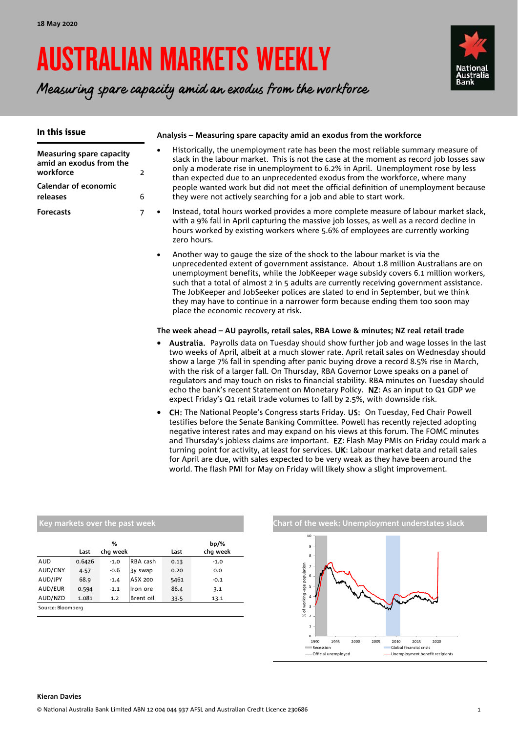18 May 2020

# AUSTRALIAN MARKETS WEEKLY

*Measuring spare capacity amid an exodus from the workforce*

## In this issue

| | |
|---|---|
| Measuring spare capacity amid an exodus from the workforce | 2 |
| Calendar of economic releases | 6 |
| Forecasts | 7 |

### Analysis – Measuring spare capacity amid an exodus from the workforce

- Historically, the unemployment rate has been the most reliable summary measure of slack in the labour market. This is not the case at the moment as record job losses saw only a moderate rise in unemployment to 6.2% in April. Unemployment rose by less than expected due to an unprecedented exodus from the workforce, where many people wanted work but did not meet the official definition of unemployment because they were not actively searching for a job and able to start work.
- Instead, total hours worked provides a more complete measure of labour market slack, with a 9% fall in April capturing the massive job losses, as well as a record decline in hours worked by existing workers where 5.6% of employees are currently working zero hours.
- Another way to gauge the size of the shock to the labour market is via the unprecedented extent of government assistance. About 1.8 million Australians are on unemployment benefits, while the JobKeeper wage subsidy covers 6.1 million workers, such that a total of almost 2 in 5 adults are currently receiving government assistance. The JobKeeper and JobSeeker polices are slated to end in September, but we think they may have to continue in a narrower form because ending them too soon may place the economic recovery at risk.

### The week ahead – AU payrolls, retail sales, RBA Lowe & minutes; NZ real retail trade

- **Australia.** Payrolls data on Tuesday should show further job and wage losses in the last two weeks of April, albeit at a much slower rate. April retail sales on Wednesday should show a large 7% fall in spending after panic buying drove a record 8.5% rise in March, with the risk of a larger fall. On Thursday, RBA Governor Lowe speaks on a panel of regulators and may touch on risks to financial stability. RBA minutes on Tuesday should echo the bank's recent Statement on Monetary Policy. **NZ**: As an input to Q1 GDP we expect Friday's Q1 retail trade volumes to fall by 2.5%, with downside risk.
- **CH**: The National People's Congress starts Friday. **US**: On Tuesday, Fed Chair Powell testifies before the Senate Banking Committee. Powell has recently rejected adopting negative interest rates and may expand on his views at this forum. The FOMC minutes and Thursday's jobless claims are important. **EZ**: Flash May PMIs on Friday could mark a turning point for activity, at least for services. **UK**: Labour market data and retail sales for April are due, with sales expected to be very weak as they have been around the world. The flash PMI for May on Friday will likely show a slight improvement.

### Key markets over the past week

| | Last | % chg week | | Last | bp/% chg week |
|---|---|---|---|---|---|
| AUD | 0.6426 | -1.0 | RBA cash | 0.13 | -1.0 |
| AUD/CNY | 4.57 | -0.6 | 3y swap | 0.20 | 0.0 |
| AUD/JPY | 68.9 | -1.4 | ASX 200 | 5461 | -0.1 |
| AUD/EUR | 0.594 | -1.1 | Iron ore | 86.4 | 3.1 |
| AUD/NZD | 1.081 | 1.2 | Brent oil | 33.5 | 13.1 |

Source: Bloomberg

### Chart of the week: Unemployment understates slack

Kieran Davies

© National Australia Bank Limited ABN 12 004 044 937 AFSL and Australian Credit Licence 230686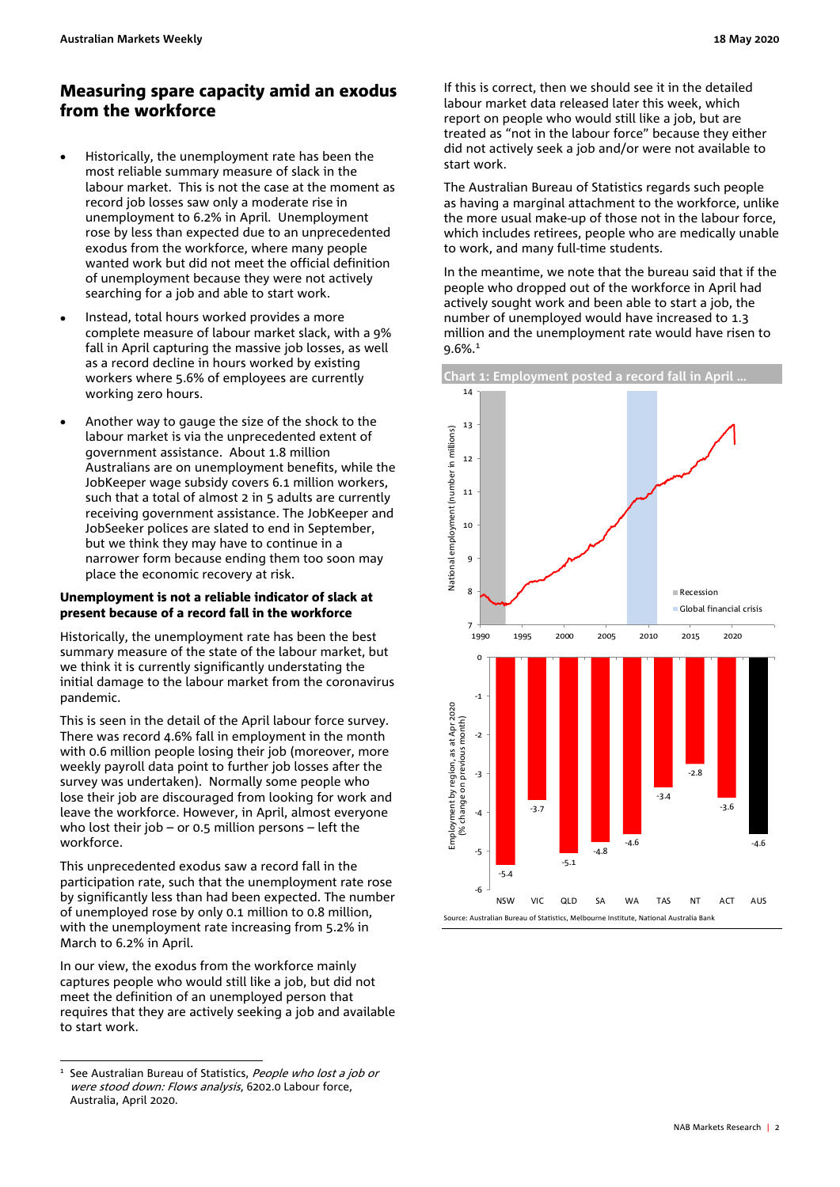## Measuring spare capacity amid an exodus from the workforce

- Historically, the unemployment rate has been the most reliable summary measure of slack in the labour market. This is not the case at the moment as record job losses saw only a moderate rise in unemployment to 6.2% in April. Unemployment rose by less than expected due to an unprecedented exodus from the workforce, where many people wanted work but did not meet the official definition of unemployment because they were not actively searching for a job and able to start work.
- Instead, total hours worked provides a more complete measure of labour market slack, with a 9% fall in April capturing the massive job losses, as well as a record decline in hours worked by existing workers where 5.6% of employees are currently working zero hours.
- Another way to gauge the size of the shock to the labour market is via the unprecedented extent of government assistance. About 1.8 million Australians are on unemployment benefits, while the JobKeeper wage subsidy covers 6.1 million workers, such that a total of almost 2 in 5 adults are currently receiving government assistance. The JobKeeper and JobSeeker polices are slated to end in September, but we think they may have to continue in a narrower form because ending them too soon may place the economic recovery at risk.

**Unemployment is not a reliable indicator of slack at present because of a record fall in the workforce**

Historically, the unemployment rate has been the best summary measure of the state of the labour market, but we think it is currently significantly understating the initial damage to the labour market from the coronavirus pandemic.

This is seen in the detail of the April labour force survey. There was record 4.6% fall in employment in the month with 0.6 million people losing their job (moreover, more weekly payroll data point to further job losses after the survey was undertaken). Normally some people who lose their job are discouraged from looking for work and leave the workforce. However, in April, almost everyone who lost their job – or 0.5 million persons – left the workforce.

This unprecedented exodus saw a record fall in the participation rate, such that the unemployment rate rose by significantly less than had been expected. The number of unemployed rose by only 0.1 million to 0.8 million, with the unemployment rate increasing from 5.2% in March to 6.2% in April.

In our view, the exodus from the workforce mainly captures people who would still like a job, but did not meet the definition of an unemployed person that requires that they are actively seeking a job and available to start work.

If this is correct, then we should see it in the detailed labour market data released later this week, which report on people who would still like a job, but are treated as "not in the labour force" because they either did not actively seek a job and/or were not available to start work.

The Australian Bureau of Statistics regards such people as having a marginal attachment to the workforce, unlike the more usual make-up of those not in the labour force, which includes retirees, people who are medically unable to work, and many full-time students.

In the meantime, we note that the bureau said that if the people who dropped out of the workforce in April had actively sought work and been able to start a job, the number of unemployed would have increased to 1.3 million and the unemployment rate would have risen to 9.6%.[1]

**Chart 1: Employment posted a record fall in April ...**

Employment by region, as at Apr 2020 (% change on previous month)

| NSW | VIC | QLD | SA | WA | TAS | NT | ACT | AUS |
|---|---|---|---|---|---|---|---|---|
| -5.4 | -3.7 | -5.1 | -4.8 | -4.6 | -3.4 | -2.8 | -3.6 | -4.6 |

Source: Australian Bureau of Statistics, Melbourne Institute, National Australia Bank

[1] See Australian Bureau of Statistics, *People who lost a job or were stood down: Flows analysis*, 6202.0 Labour force, Australia, April 2020.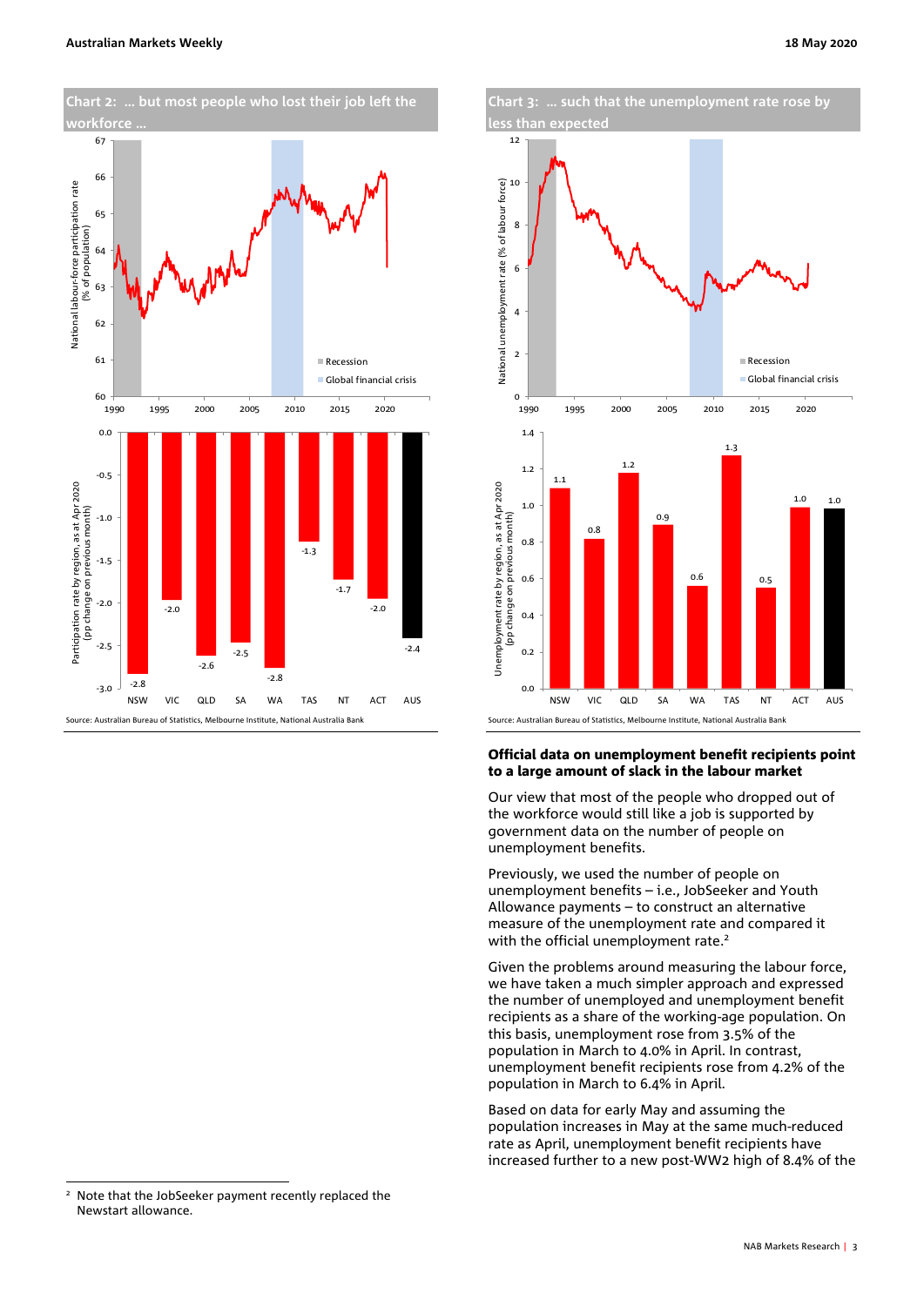**Chart 2: ... but most people who lost their job left the workforce ...**

| Region | Participation rate by region, as at Apr 2020 (pp change on previous month) |
|---|---|
| NSW | -2.8 |
| VIC | -2.0 |
| QLD | -2.6 |
| SA | -2.5 |
| WA | -2.8 |
| TAS | -1.3 |
| NT | -1.7 |
| ACT | -2.0 |
| AUS | -2.4 |

Source: Australian Bureau of Statistics, Melbourne Institute, National Australia Bank

**Chart 3: ... such that the unemployment rate rose by less than expected**

| Region | Unemployment rate by region, as at Apr 2020 (pp change on previous month) |
|---|---|
| NSW | 1.1 |
| VIC | 0.8 |
| QLD | 1.2 |
| SA | 0.9 |
| WA | 0.6 |
| TAS | 1.3 |
| NT | 0.5 |
| ACT | 1.0 |
| AUS | 1.0 |

Source: Australian Bureau of Statistics, Melbourne Institute, National Australia Bank

## Official data on unemployment benefit recipients point to a large amount of slack in the labour market

Our view that most of the people who dropped out of the workforce would still like a job is supported by government data on the number of people on unemployment benefits.

Previously, we used the number of people on unemployment benefits – i.e., JobSeeker and Youth Allowance payments – to construct an alternative measure of the unemployment rate and compared it with the official unemployment rate.[2]

Given the problems around measuring the labour force, we have taken a much simpler approach and expressed the number of unemployed and unemployment benefit recipients as a share of the working-age population. On this basis, unemployment rose from 3.5% of the population in March to 4.0% in April. In contrast, unemployment benefit recipients rose from 4.2% of the population in March to 6.4% in April.

Based on data for early May and assuming the population increases in May at the same much-reduced rate as April, unemployment benefit recipients have increased further to a new post-WW2 high of 8.4% of the

[2] Note that the JobSeeker payment recently replaced the Newstart allowance.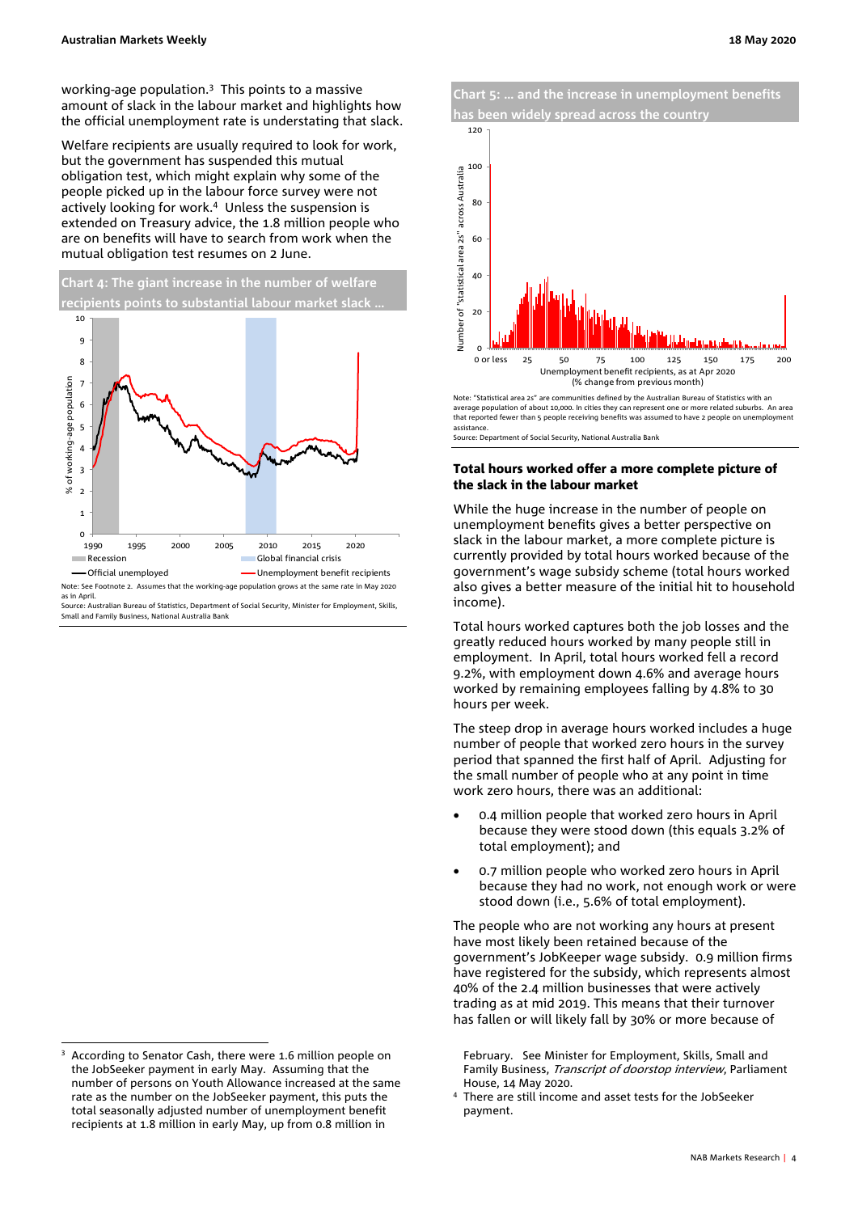working-age population.[3] This points to a massive amount of slack in the labour market and highlights how the official unemployment rate is understating that slack.

Welfare recipients are usually required to look for work, but the government has suspended this mutual obligation test, which might explain why some of the people picked up in the labour force survey were not actively looking for work.[4] Unless the suspension is extended on Treasury advice, the 1.8 million people who are on benefits will have to search from work when the mutual obligation test resumes on 2 June.

**Chart 4: The giant increase in the number of welfare recipients points to substantial labour market slack …**

Note: See Footnote 2. Assumes that the working-age population grows at the same rate in May 2020 as in April.
Source: Australian Bureau of Statistics, Department of Social Security, Minister for Employment, Skills, Small and Family Business, National Australia Bank

**Chart 5: … and the increase in unemployment benefits has been widely spread across the country**

Note: "Statistical area 2s" are communities defined by the Australian Bureau of Statistics with an average population of about 10,000. In cities they can represent one or more related suburbs. An area that reported fewer than 5 people receiving benefits was assumed to have 2 people on unemployment assistance.
Source: Department of Social Security, National Australia Bank

### Total hours worked offer a more complete picture of the slack in the labour market

While the huge increase in the number of people on unemployment benefits gives a better perspective on slack in the labour market, a more complete picture is currently provided by total hours worked because of the government's wage subsidy scheme (total hours worked also gives a better measure of the initial hit to household income).

Total hours worked captures both the job losses and the greatly reduced hours worked by many people still in employment. In April, total hours worked fell a record 9.2%, with employment down 4.6% and average hours worked by remaining employees falling by 4.8% to 30 hours per week.

The steep drop in average hours worked includes a huge number of people that worked zero hours in the survey period that spanned the first half of April. Adjusting for the small number of people who at any point in time work zero hours, there was an additional:

- 0.4 million people that worked zero hours in April because they were stood down (this equals 3.2% of total employment); and
- 0.7 million people who worked zero hours in April because they had no work, not enough work or were stood down (i.e., 5.6% of total employment).

The people who are not working any hours at present have most likely been retained because of the government's JobKeeper wage subsidy. 0.9 million firms have registered for the subsidy, which represents almost 40% of the 2.4 million businesses that were actively trading as at mid 2019. This means that their turnover has fallen or will likely fall by 30% or more because of

---

[3] According to Senator Cash, there were 1.6 million people on the JobSeeker payment in early May. Assuming that the number of persons on Youth Allowance increased at the same rate as the number on the JobSeeker payment, this puts the total seasonally adjusted number of unemployment benefit recipients at 1.8 million in early May, up from 0.8 million in February. See Minister for Employment, Skills, Small and Family Business, *Transcript of doorstop interview*, Parliament House, 14 May 2020.

[4] There are still income and asset tests for the JobSeeker payment.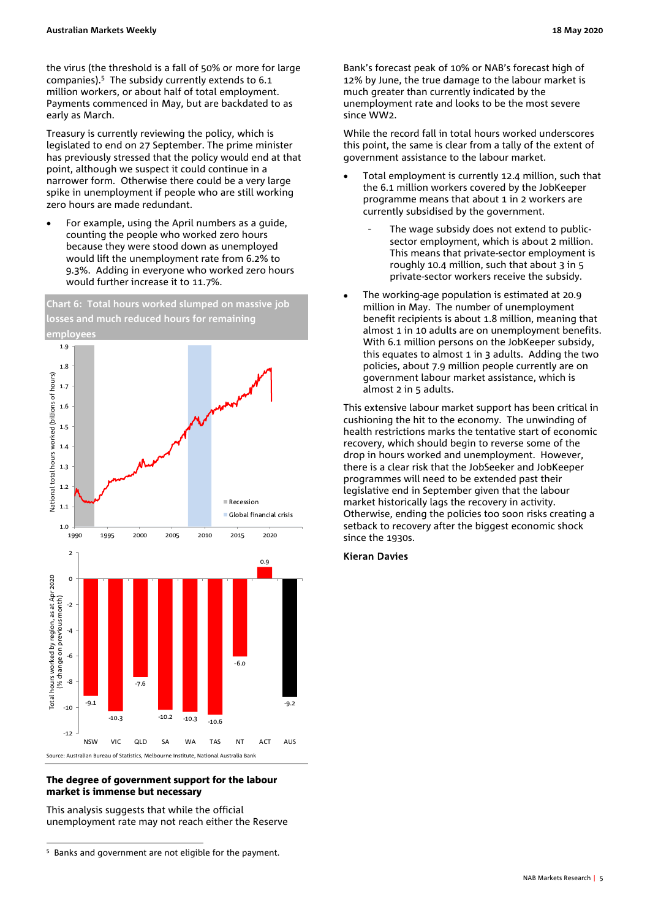the virus (the threshold is a fall of 50% or more for large companies).[5] The subsidy currently extends to 6.1 million workers, or about half of total employment. Payments commenced in May, but are backdated to as early as March.

Treasury is currently reviewing the policy, which is legislated to end on 27 September. The prime minister has previously stressed that the policy would end at that point, although we suspect it could continue in a narrower form. Otherwise there could be a very large spike in unemployment if people who are still working zero hours are made redundant.

- For example, using the April numbers as a guide, counting the people who worked zero hours because they were stood down as unemployed would lift the unemployment rate from 6.2% to 9.3%. Adding in everyone who worked zero hours would further increase it to 11.7%.

**Chart 6: Total hours worked slumped on massive job losses and much reduced hours for remaining employees**

Source: Australian Bureau of Statistics, Melbourne Institute, National Australia Bank

## The degree of government support for the labour market is immense but necessary

This analysis suggests that while the official unemployment rate may not reach either the Reserve Bank's forecast peak of 10% or NAB's forecast high of 12% by June, the true damage to the labour market is much greater than currently indicated by the unemployment rate and looks to be the most severe since WW2.

While the record fall in total hours worked underscores this point, the same is clear from a tally of the extent of government assistance to the labour market.

- Total employment is currently 12.4 million, such that the 6.1 million workers covered by the JobKeeper programme means that about 1 in 2 workers are currently subsidised by the government.
  - The wage subsidy does not extend to public-sector employment, which is about 2 million. This means that private-sector employment is roughly 10.4 million, such that about 3 in 5 private-sector workers receive the subsidy.
- The working-age population is estimated at 20.9 million in May. The number of unemployment benefit recipients is about 1.8 million, meaning that almost 1 in 10 adults are on unemployment benefits. With 6.1 million persons on the JobKeeper subsidy, this equates to almost 1 in 3 adults. Adding the two policies, about 7.9 million people currently are on government labour market assistance, which is almost 2 in 5 adults.

This extensive labour market support has been critical in cushioning the hit to the economy. The unwinding of health restrictions marks the tentative start of economic recovery, which should begin to reverse some of the drop in hours worked and unemployment. However, there is a clear risk that the JobSeeker and JobKeeper programmes will need to be extended past their legislative end in September given that the labour market historically lags the recovery in activity. Otherwise, ending the policies too soon risks creating a setback to recovery after the biggest economic shock since the 1930s.

**Kieran Davies**

[5] Banks and government are not eligible for the payment.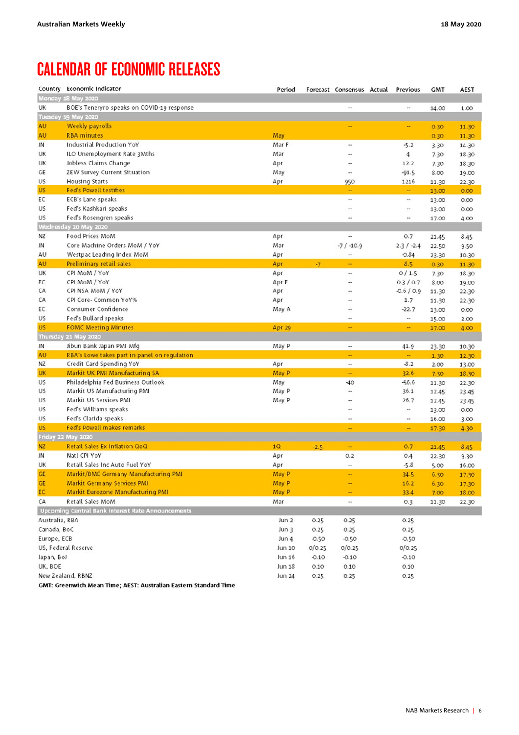# CALENDAR OF ECONOMIC RELEASES

| Country | Economic Indicator | Period | Forecast | Consensus | Actual | Previous | GMT | AEST |
|---|---|---|---|---|---|---|---|---|
| **Monday 18 May 2020** | | | | | | | | |
| UK | BOE's Tenreyro speaks on COVID-19 response | | | -- | | -- | 14.00 | 1.00 |
| **Tuesday 19 May 2020** | | | | | | | | |
| AU | Weekly payrolls | | | -- | | -- | 0.30 | 11.30 |
| AU | RBA minutes | May | | | | | 0.30 | 11.30 |
| JN | Industrial Production YoY | Mar F | | -- | | -5.2 | 3.30 | 14.30 |
| UK | ILO Unemployment Rate 3Mths | Mar | | -- | | 4 | 7.30 | 18.30 |
| UK | Jobless Claims Change | Apr | | -- | | 12.2 | 7.30 | 18.30 |
| GE | ZEW Survey Current Situation | May | | -- | | -91.5 | 8.00 | 19.00 |
| US | Housing Starts | Apr | | 950 | | 1216 | 11.30 | 22.30 |
| US | Fed's Powell testifies | | | -- | | -- | 13.00 | 0.00 |
| EC | ECB's Lane speaks | | | -- | | -- | 13.00 | 0.00 |
| US | Fed's Kashkari speaks | | | -- | | -- | 13.00 | 0.00 |
| US | Fed's Rosengren speaks | | | -- | | -- | 17.00 | 4.00 |
| **Wednesday 20 May 2020** | | | | | | | | |
| NZ | Food Prices MoM | Apr | | -- | | 0.7 | 21.45 | 8.45 |
| JN | Core Machine Orders MoM / YoY | Mar | | -7 / -10.9 | | 2.3 / -2.4 | 22.50 | 9.50 |
| AU | Westpac Leading Index MoM | Apr | | -- | | -0.84 | 23.30 | 10.30 |
| AU | Preliminary retail sales | Apr | -7 | -- | | 8.5 | 0.30 | 11.30 |
| UK | CPI MoM / YoY | Apr | | -- | | 0 / 1.5 | 7.30 | 18.30 |
| EC | CPI MoM / YoY | Apr F | | -- | | 0.3 / 0.7 | 8.00 | 19.00 |
| CA | CPI NSA MoM / YoY | Apr | | -- | | -0.6 / 0.9 | 11.30 | 22.30 |
| CA | CPI Core- Common YoY% | Apr | | -- | | 1.7 | 11.30 | 22.30 |
| EC | Consumer Confidence | May A | | -- | | -22.7 | 13.00 | 0.00 |
| US | Fed's Bullard speaks | | | -- | | -- | 15.00 | 2.00 |
| US | FOMC Meeting Minutes | Apr 29 | | -- | | -- | 17.00 | 4.00 |
| **Thursday 21 May 2020** | | | | | | | | |
| JN | Jibun Bank Japan PMI Mfg | May P | | -- | | 41.9 | 23.30 | 10.30 |
| AU | RBA's Lowe takes part in panel on regulation | | | -- | | -- | 1.30 | 12.30 |
| NZ | Credit Card Spending YoY | Apr | | -- | | -8.2 | 2.00 | 13.00 |
| UK | Markit UK PMI Manufacturing SA | May P | | -- | | 32.6 | 7.30 | 18.30 |
| US | Philadelphia Fed Business Outlook | May | | -40 | | -56.6 | 11.30 | 22.30 |
| US | Markit US Manufacturing PMI | May P | | -- | | 36.1 | 12.45 | 23.45 |
| US | Markit US Services PMI | May P | | -- | | 26.7 | 12.45 | 23.45 |
| US | Fed's Williams speaks | | | -- | | -- | 13.00 | 0.00 |
| US | Fed's Clarida speaks | | | -- | | -- | 16.00 | 3.00 |
| US | Fed's Powell makes remarks | | | -- | | -- | 17.30 | 4.30 |
| **Friday 22 May 2020** | | | | | | | | |
| NZ | Retail Sales Ex Inflation QoQ | 1Q | -2.5 | -- | | 0.7 | 21.45 | 8.45 |
| JN | Natl CPI YoY | Apr | | 0.2 | | 0.4 | 22.30 | 9.30 |
| UK | Retail Sales Inc Auto Fuel YoY | Apr | | -- | | -5.8 | 5.00 | 16.00 |
| GE | Markit/BME Germany Manufacturing PMI | May P | | -- | | 34.5 | 6.30 | 17.30 |
| GE | Markit Germany Services PMI | May P | | -- | | 16.2 | 6.30 | 17.30 |
| EC | Markit Eurozone Manufacturing PMI | May P | | -- | | 33.4 | 7.00 | 18.00 |
| CA | Retail Sales MoM | Mar | | -- | | 0.3 | 11.30 | 22.30 |
| **Upcoming Central Bank Interest Rate Announcements** | | | | | | | | |
| Australia, RBA | | Jun 2 | 0.25 | 0.25 | | 0.25 | | |
| Canada, BoC | | Jun 3 | 0.25 | 0.25 | | 0.25 | | |
| Europe, ECB | | Jun 4 | -0.50 | -0.50 | | -0.50 | | |
| US, Federal Reserve | | Jun 10 | 0/0.25 | 0/0.25 | | 0/0.25 | | |
| Japan, BoJ | | Jun 16 | -0.10 | -0.10 | | -0.10 | | |
| UK, BOE | | Jun 18 | 0.10 | 0.10 | | 0.10 | | |
| New Zealand, RBNZ | | Jun 24 | 0.25 | 0.25 | | 0.25 | | |

**GMT: Greenwich Mean Time; AEST: Australian Eastern Standard Time**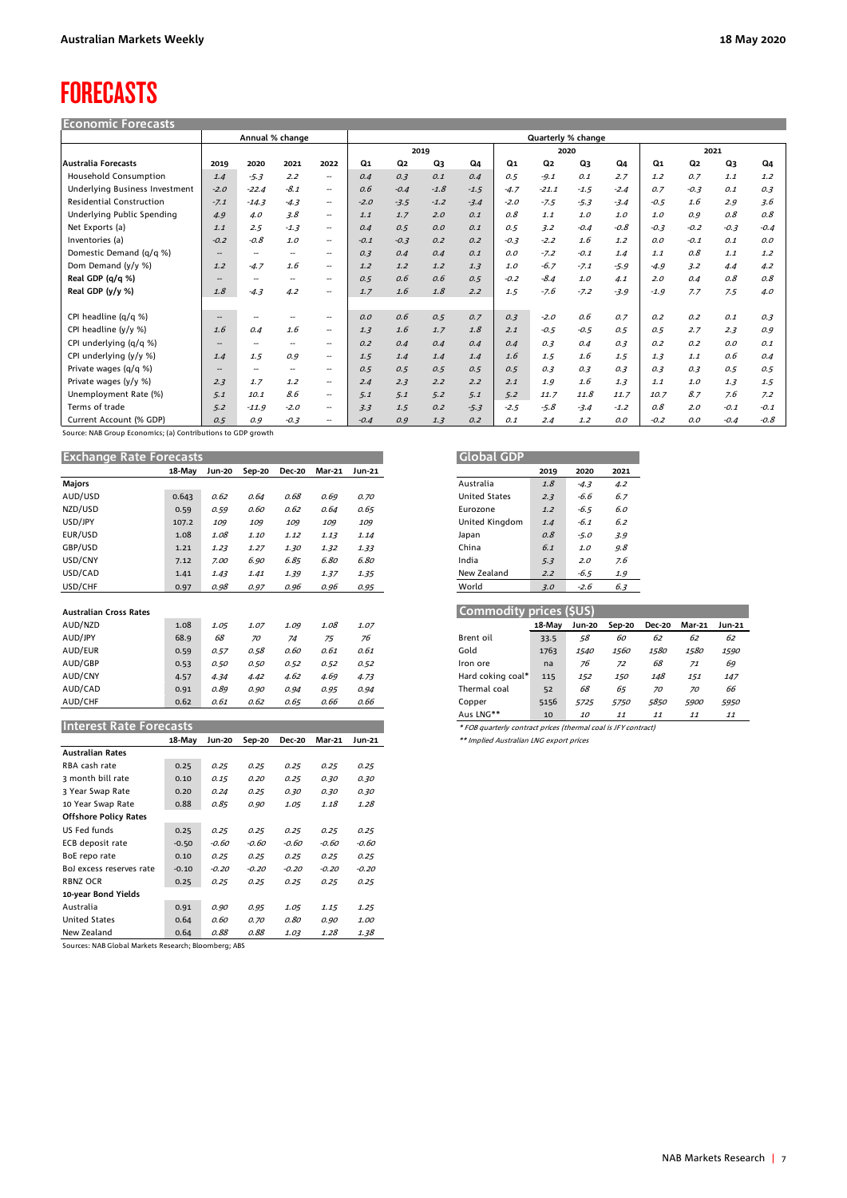# FORECASTS

## Economic Forecasts

| | Annual % change | | | | Quarterly % change | | | | | | | | | | | |
|---|---|---|---|---|---|---|---|---|---|---|---|---|---|---|---|---|
| | | | | | 2019 | | | | 2020 | | | | 2021 | | | |
| **Australia Forecasts** | **2019** | **2020** | **2021** | **2022** | **Q1** | **Q2** | **Q3** | **Q4** | **Q1** | **Q2** | **Q3** | **Q4** | **Q1** | **Q2** | **Q3** | **Q4** |
| Household Consumption | 1.4 | -5.3 | 2.2 | -- | 0.4 | 0.3 | 0.1 | 0.4 | 0.5 | -9.1 | 0.1 | 2.7 | 1.2 | 0.7 | 1.1 | 1.2 |
| Underlying Business Investment | -2.0 | -22.4 | -8.1 | -- | 0.6 | -0.4 | -1.8 | -1.5 | -4.7 | -21.1 | -1.5 | -2.4 | 0.7 | -0.3 | 0.1 | 0.3 |
| Residential Construction | -7.1 | -14.3 | -4.3 | -- | -2.0 | -3.5 | -1.2 | -3.4 | -2.0 | -7.5 | -5.3 | -3.4 | -0.5 | 1.6 | 2.9 | 3.6 |
| Underlying Public Spending | 4.9 | 4.0 | 3.8 | -- | 1.1 | 1.7 | 2.0 | 0.1 | 0.8 | 1.1 | 1.0 | 1.0 | 1.0 | 0.9 | 0.8 | 0.8 |
| Net Exports (a) | 1.1 | 2.5 | -1.3 | -- | 0.4 | 0.5 | 0.0 | 0.1 | 0.5 | 3.2 | -0.4 | -0.8 | -0.3 | -0.2 | -0.3 | -0.4 |
| Inventories (a) | -0.2 | -0.8 | 1.0 | -- | -0.1 | -0.3 | 0.2 | 0.2 | -0.3 | -2.2 | 1.6 | 1.2 | 0.0 | -0.1 | 0.1 | 0.0 |
| Domestic Demand (q/q %) | -- | -- | -- | -- | 0.3 | 0.4 | 0.4 | 0.1 | 0.0 | -7.2 | -0.1 | 1.4 | 1.1 | 0.8 | 1.1 | 1.2 |
| Dom Demand (y/y %) | 1.2 | -4.7 | 1.6 | -- | 1.2 | 1.2 | 1.2 | 1.3 | 1.0 | -6.7 | -7.1 | -5.9 | -4.9 | 3.2 | 4.4 | 4.2 |
| **Real GDP (q/q %)** | -- | -- | -- | -- | 0.5 | 0.6 | 0.6 | 0.5 | -0.2 | -8.4 | 1.0 | 4.1 | 2.0 | 0.4 | 0.8 | 0.8 |
| **Real GDP (y/y %)** | 1.8 | -4.3 | 4.2 | -- | 1.7 | 1.6 | 1.8 | 2.2 | 1.5 | -7.6 | -7.2 | -3.9 | -1.9 | 7.7 | 7.5 | 4.0 |
| | | | | | | | | | | | | | | | | |
| CPI headline (q/q %) | -- | -- | -- | -- | 0.0 | 0.6 | 0.5 | 0.7 | 0.3 | -2.0 | 0.6 | 0.7 | 0.2 | 0.2 | 0.1 | 0.3 |
| CPI headline (y/y %) | 1.6 | 0.4 | 1.6 | -- | 1.3 | 1.6 | 1.7 | 1.8 | 2.1 | -0.5 | -0.5 | 0.5 | 0.5 | 2.7 | 2.3 | 0.9 |
| CPI underlying (q/q %) | -- | -- | -- | -- | 0.2 | 0.4 | 0.4 | 0.4 | 0.4 | 0.3 | 0.4 | 0.3 | 0.2 | 0.2 | 0.0 | 0.1 |
| CPI underlying (y/y %) | 1.4 | 1.5 | 0.9 | -- | 1.5 | 1.4 | 1.4 | 1.4 | 1.6 | 1.5 | 1.6 | 1.5 | 1.3 | 1.1 | 0.6 | 0.4 |
| Private wages (q/q %) | -- | -- | -- | -- | 0.5 | 0.5 | 0.5 | 0.5 | 0.5 | 0.3 | 0.3 | 0.3 | 0.3 | 0.3 | 0.5 | 0.5 |
| Private wages (y/y %) | 2.3 | 1.7 | 1.2 | -- | 2.4 | 2.3 | 2.2 | 2.2 | 2.1 | 1.9 | 1.6 | 1.3 | 1.1 | 1.0 | 1.3 | 1.5 |
| Unemployment Rate (%) | 5.1 | 10.1 | 8.6 | -- | 5.1 | 5.1 | 5.2 | 5.1 | 5.2 | 11.7 | 11.8 | 11.7 | 10.7 | 8.7 | 7.6 | 7.2 |
| Terms of trade | 5.2 | -11.9 | -2.0 | -- | 3.3 | 1.5 | 0.2 | -5.3 | -2.5 | -5.8 | -3.4 | -1.2 | 0.8 | 2.0 | -0.1 | -0.1 |
| Current Account (% GDP) | 0.5 | 0.9 | -0.3 | -- | -0.4 | 0.9 | 1.3 | 0.2 | 0.1 | 2.4 | 1.2 | 0.0 | -0.2 | 0.0 | -0.4 | -0.8 |

Source: NAB Group Economics; (a) Contributions to GDP growth

## Exchange Rate Forecasts

| | 18-May | Jun-20 | Sep-20 | Dec-20 | Mar-21 | Jun-21 |
|---|---|---|---|---|---|---|
| **Majors** | | | | | | |
| AUD/USD | 0.643 | 0.62 | 0.64 | 0.68 | 0.69 | 0.70 |
| NZD/USD | 0.59 | 0.59 | 0.60 | 0.62 | 0.64 | 0.65 |
| USD/JPY | 107.2 | 109 | 109 | 109 | 109 | 109 |
| EUR/USD | 1.08 | 1.08 | 1.10 | 1.12 | 1.13 | 1.14 |
| GBP/USD | 1.21 | 1.23 | 1.27 | 1.30 | 1.32 | 1.33 |
| USD/CNY | 7.12 | 7.00 | 6.90 | 6.85 | 6.80 | 6.80 |
| USD/CAD | 1.41 | 1.43 | 1.41 | 1.39 | 1.37 | 1.35 |
| USD/CHF | 0.97 | 0.98 | 0.97 | 0.96 | 0.96 | 0.95 |
| | | | | | | |
| **Australian Cross Rates** | | | | | | |
| AUD/NZD | 1.08 | 1.05 | 1.07 | 1.09 | 1.08 | 1.07 |
| AUD/JPY | 68.9 | 68 | 70 | 74 | 75 | 76 |
| AUD/EUR | 0.59 | 0.57 | 0.58 | 0.60 | 0.61 | 0.61 |
| AUD/GBP | 0.53 | 0.50 | 0.50 | 0.52 | 0.52 | 0.52 |
| AUD/CNY | 4.57 | 4.34 | 4.42 | 4.62 | 4.69 | 4.73 |
| AUD/CAD | 0.91 | 0.89 | 0.90 | 0.94 | 0.95 | 0.94 |
| AUD/CHF | 0.62 | 0.61 | 0.62 | 0.65 | 0.66 | 0.66 |

## Interest Rate Forecasts

| | 18-May | Jun-20 | Sep-20 | Dec-20 | Mar-21 | Jun-21 |
|---|---|---|---|---|---|---|
| **Australian Rates** | | | | | | |
| RBA cash rate | 0.25 | 0.25 | 0.25 | 0.25 | 0.25 | 0.25 |
| 3 month bill rate | 0.10 | 0.15 | 0.20 | 0.25 | 0.30 | 0.30 |
| 3 Year Swap Rate | 0.20 | 0.24 | 0.25 | 0.30 | 0.30 | 0.30 |
| 10 Year Swap Rate | 0.88 | 0.85 | 0.90 | 1.05 | 1.18 | 1.28 |
| **Offshore Policy Rates** | | | | | | |
| US Fed funds | 0.25 | 0.25 | 0.25 | 0.25 | 0.25 | 0.25 |
| ECB deposit rate | -0.50 | -0.60 | -0.60 | -0.60 | -0.60 | -0.60 |
| BoE repo rate | 0.10 | 0.25 | 0.25 | 0.25 | 0.25 | 0.25 |
| BoJ excess reserves rate | -0.10 | -0.20 | -0.20 | -0.20 | -0.20 | -0.20 |
| RBNZ OCR | 0.25 | 0.25 | 0.25 | 0.25 | 0.25 | 0.25 |
| **10-year Bond Yields** | | | | | | |
| Australia | 0.91 | 0.90 | 0.95 | 1.05 | 1.15 | 1.25 |
| United States | 0.64 | 0.60 | 0.70 | 0.80 | 0.90 | 1.00 |
| New Zealand | 0.64 | 0.88 | 0.88 | 1.03 | 1.28 | 1.38 |

Sources: NAB Global Markets Research; Bloomberg; ABS

## Global GDP

| | 2019 | 2020 | 2021 |
|---|---|---|---|
| Australia | 1.8 | -4.3 | 4.2 |
| United States | 2.3 | -6.6 | 6.7 |
| Eurozone | 1.2 | -6.5 | 6.0 |
| United Kingdom | 1.4 | -6.1 | 6.2 |
| Japan | 0.8 | -5.0 | 3.9 |
| China | 6.1 | 1.0 | 9.8 |
| India | 5.3 | 2.0 | 7.6 |
| New Zealand | 2.2 | -6.5 | 1.9 |
| World | 3.0 | -2.6 | 6.3 |

## Commodity prices ($US)

| | 18-May | Jun-20 | Sep-20 | Dec-20 | Mar-21 | Jun-21 |
|---|---|---|---|---|---|---|
| Brent oil | 33.5 | 58 | 60 | 62 | 62 | 62 |
| Gold | 1763 | 1540 | 1560 | 1580 | 1580 | 1590 |
| Iron ore | na | 76 | 72 | 68 | 71 | 69 |
| Hard coking coal* | 115 | 152 | 150 | 148 | 151 | 147 |
| Thermal coal | 52 | 68 | 65 | 70 | 70 | 66 |
| Copper | 5156 | 5725 | 5750 | 5850 | 5900 | 5950 |
| Aus LNG** | 10 | 10 | 11 | 11 | 11 | 11 |

*\* FOB quarterly contract prices (thermal coal is JFY contract)*

*\*\* Implied Australian LNG export prices*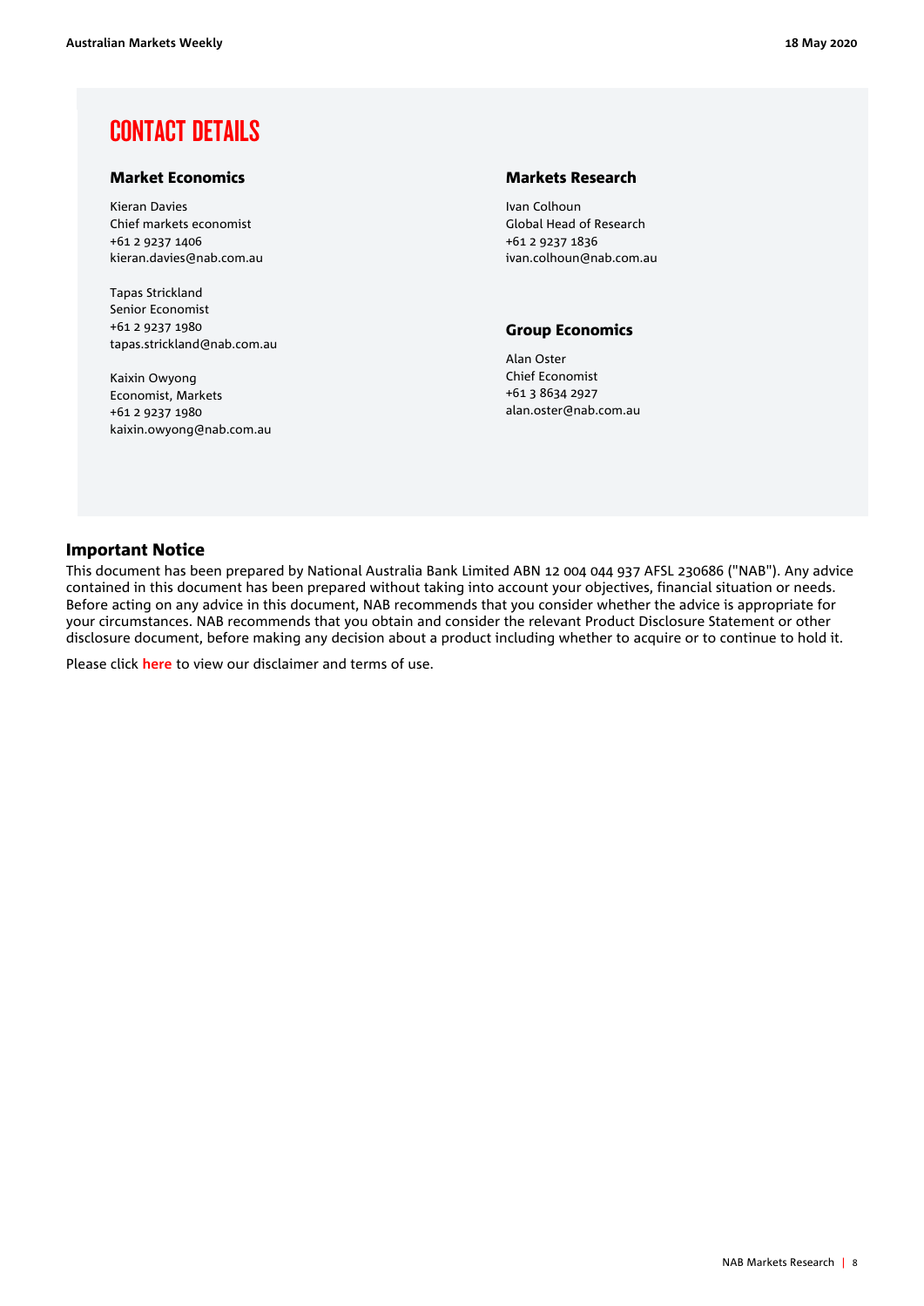# CONTACT DETAILS

## Market Economics

Kieran Davies
Chief markets economist
+61 2 9237 1406
kieran.davies@nab.com.au

Tapas Strickland
Senior Economist
+61 2 9237 1980
tapas.strickland@nab.com.au

Kaixin Owyong
Economist, Markets
+61 2 9237 1980
kaixin.owyong@nab.com.au

## Markets Research

Ivan Colhoun
Global Head of Research
+61 2 9237 1836
ivan.colhoun@nab.com.au

## Group Economics

Alan Oster
Chief Economist
+61 3 8634 2927
alan.oster@nab.com.au

## Important Notice

This document has been prepared by National Australia Bank Limited ABN 12 004 044 937 AFSL 230686 ("NAB"). Any advice contained in this document has been prepared without taking into account your objectives, financial situation or needs. Before acting on any advice in this document, NAB recommends that you consider whether the advice is appropriate for your circumstances. NAB recommends that you obtain and consider the relevant Product Disclosure Statement or other disclosure document, before making any decision about a product including whether to acquire or to continue to hold it.

Please click **here** to view our disclaimer and terms of use.